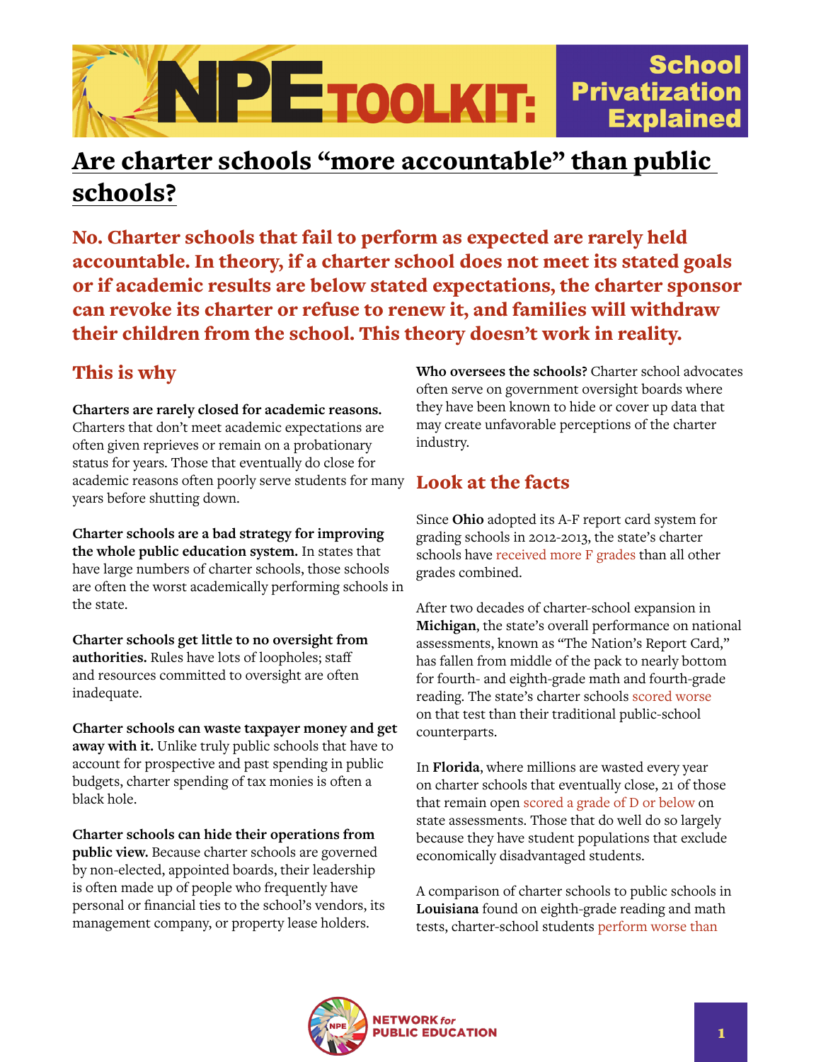# NPE TOOLKIT: School Privatization Explained

## Are charter schools "more accountable" than public schools?

**No. Charter schools that fail to perform as expected are rarely held accountable. In theory, if a charter school does not meet its stated goals or if academic results are below stated expectations, the charter sponsor can revoke its charter or refuse to renew it, and families will withdraw their children from the school. This theory doesn't work in reality.**

### This is why

**Charters are rarely closed for academic reasons.** Charters that don't meet academic expectations are often given reprieves or remain on a probationary status for years. Those that eventually do close for academic reasons often poorly serve students for many years before shutting down.

**Charter schools are a bad strategy for improving the whole public education system.** In states that have large numbers of charter schools, those schools are often the worst academically performing schools in the state.

**Charter schools get little to no oversight from authorities.** Rules have lots of loopholes; staff and resources committed to oversight are often inadequate.

**Charter schools can waste taxpayer money and get away with it.** Unlike truly public schools that have to account for prospective and past spending in public budgets, charter spending of tax monies is often a black hole.

**Charter schools can hide their operations from public view.** Because charter schools are governed by non-elected, appointed boards, their leadership is often made up of people who frequently have personal or financial ties to the school's vendors, its management company, or property lease holders.

**Who oversees the schools?** Charter school advocates often serve on government oversight boards where they have been known to hide or cover up data that may create unfavorable perceptions of the charter industry.

### Look at the facts

Since **Ohio** adopted its A-F report card system for grading schools in 2012-2013, the state's charter schools have received more F grades than all other grades combined.

After two decades of charter-school expansion in **Michigan**, the state's overall performance on national assessments, known as "The Nation's Report Card," has fallen from middle of the pack to nearly bottom for fourth- and eighth-grade math and fourth-grade reading. The state's charter schools scored worse on that test than their traditional public-school counterparts.

In **Florida**, where millions are wasted every year on charter schools that eventually close, 21 of those that remain open scored a grade of D or below on state assessments. Those that do well do so largely because they have student populations that exclude economically disadvantaged students.

A comparison of charter schools to public schools in **Louisiana** found on eighth-grade reading and math tests, charter-school students perform worse than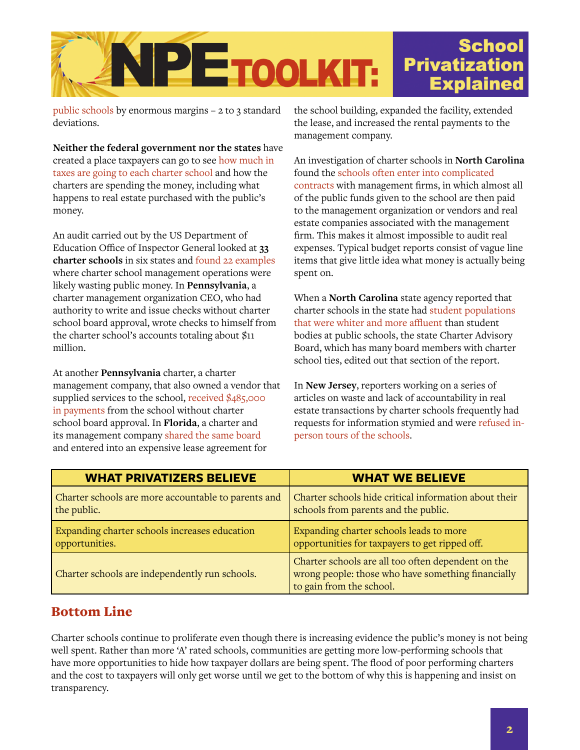public schools by enormous margins – 2 to 3 standard deviations.

**Neither the federal government nor the states** have created a place taxpayers can go to see how much in taxes are going to each charter school and how the charters are spending the money, including what happens to real estate purchased with the public's money.

An audit carried out by the US Department of Education Office of Inspector General looked at **33 charter schools** in six states and found 22 examples where charter school management operations were likely wasting public money. In **Pennsylvania**, a charter management organization CEO, who had authority to write and issue checks without charter school board approval, wrote checks to himself from the charter school's accounts totaling about $11 million.

At another **Pennsylvania** charter, a charter management company, that also owned a vendor that supplied services to the school, received $485,000 in payments from the school without charter school board approval. In **Florida**, a charter and its management company shared the same board and entered into an expensive lease agreement for the school building, expanded the facility, extended the lease, and increased the rental payments to the management company.

An investigation of charter schools in **North Carolina** found the schools often enter into complicated contracts with management firms, in which almost all of the public funds given to the school are then paid to the management organization or vendors and real estate companies associated with the management firm. This makes it almost impossible to audit real expenses. Typical budget reports consist of vague line items that give little idea what money is actually being spent on.

When a **North Carolina** state agency reported that charter schools in the state had student populations that were whiter and more affluent than student bodies at public schools, the state Charter Advisory Board, which has many board members with charter school ties, edited out that section of the report.

In **New Jersey**, reporters working on a series of articles on waste and lack of accountability in real estate transactions by charter schools frequently had requests for information stymied and were refused in-person tours of the schools.

| WHAT PRIVATIZERS BELIEVE | WHAT WE BELIEVE |
| --- | --- |
| Charter schools are more accountable to parents and the public. | Charter schools hide critical information about their schools from parents and the public. |
| Expanding charter schools increases education opportunities. | Expanding charter schools leads to more opportunities for taxpayers to get ripped off. |
| Charter schools are independently run schools. | Charter schools are all too often dependent on the wrong people: those who have something financially to gain from the school. |

## Bottom Line

Charter schools continue to proliferate even though there is increasing evidence the public's money is not being well spent. Rather than more 'A' rated schools, communities are getting more low-performing schools that have more opportunities to hide how taxpayer dollars are being spent. The flood of poor performing charters and the cost to taxpayers will only get worse until we get to the bottom of why this is happening and insist on transparency.